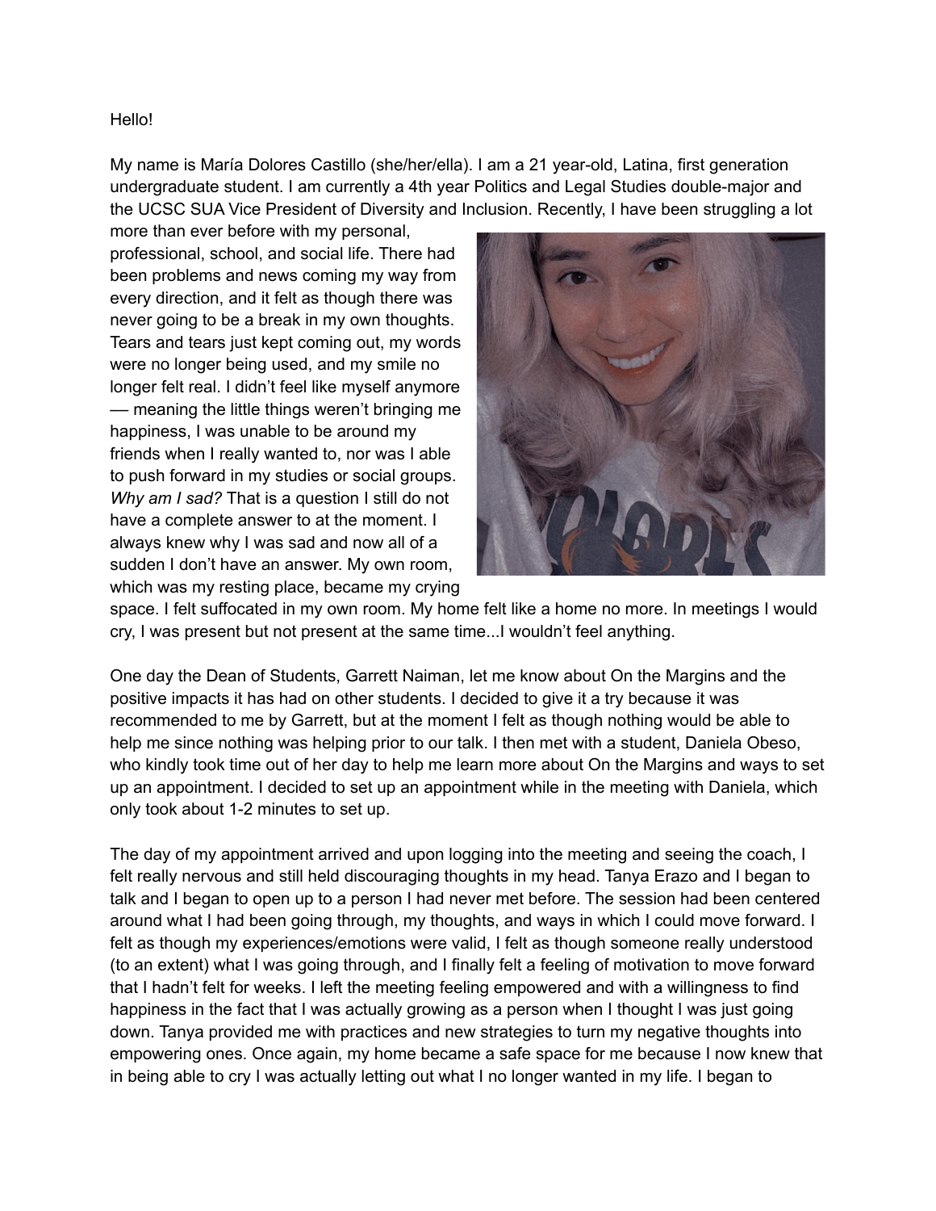Hello!

My name is María Dolores Castillo (she/her/ella). I am a 21 year-old, Latina, first generation undergraduate student. I am currently a 4th year Politics and Legal Studies double-major and the UCSC SUA Vice President of Diversity and Inclusion. Recently, I have been struggling a lot more than ever before with my personal, professional, school, and social life. There had been problems and news coming my way from every direction, and it felt as though there was never going to be a break in my own thoughts. Tears and tears just kept coming out, my words were no longer being used, and my smile no longer felt real. I didn't feel like myself anymore — meaning the little things weren't bringing me happiness, I was unable to be around my friends when I really wanted to, nor was I able to push forward in my studies or social groups. *Why am I sad?* That is a question I still do not have a complete answer to at the moment. I always knew why I was sad and now all of a sudden I don't have an answer. My own room, which was my resting place, became my crying space. I felt suffocated in my own room. My home felt like a home no more. In meetings I would cry, I was present but not present at the same time...I wouldn't feel anything.

One day the Dean of Students, Garrett Naiman, let me know about On the Margins and the positive impacts it has had on other students. I decided to give it a try because it was recommended to me by Garrett, but at the moment I felt as though nothing would be able to help me since nothing was helping prior to our talk. I then met with a student, Daniela Obeso, who kindly took time out of her day to help me learn more about On the Margins and ways to set up an appointment. I decided to set up an appointment while in the meeting with Daniela, which only took about 1-2 minutes to set up.

The day of my appointment arrived and upon logging into the meeting and seeing the coach, I felt really nervous and still held discouraging thoughts in my head. Tanya Erazo and I began to talk and I began to open up to a person I had never met before. The session had been centered around what I had been going through, my thoughts, and ways in which I could move forward. I felt as though my experiences/emotions were valid, I felt as though someone really understood (to an extent) what I was going through, and I finally felt a feeling of motivation to move forward that I hadn't felt for weeks. I left the meeting feeling empowered and with a willingness to find happiness in the fact that I was actually growing as a person when I thought I was just going down. Tanya provided me with practices and new strategies to turn my negative thoughts into empowering ones. Once again, my home became a safe space for me because I now knew that in being able to cry I was actually letting out what I no longer wanted in my life. I began to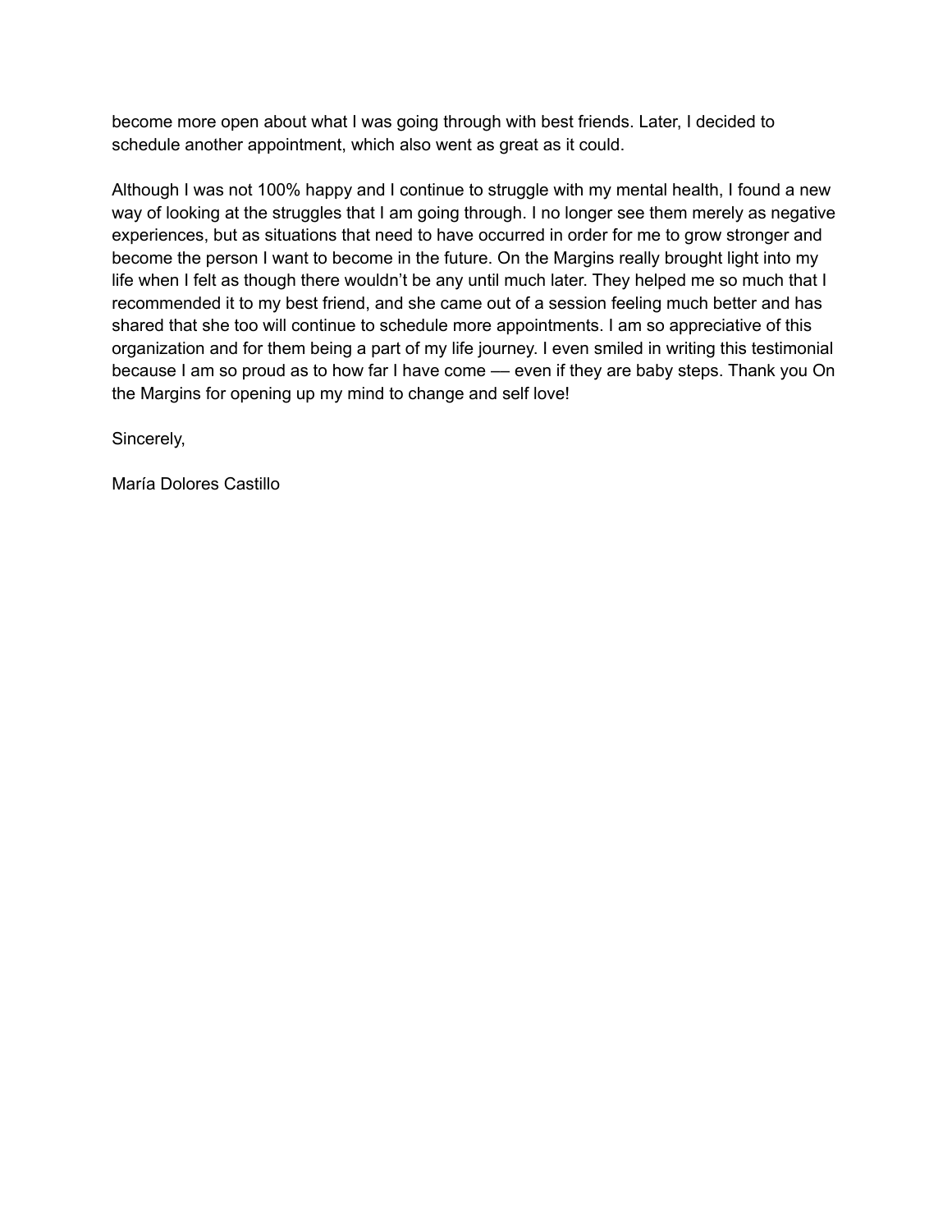become more open about what I was going through with best friends. Later, I decided to schedule another appointment, which also went as great as it could.

Although I was not 100% happy and I continue to struggle with my mental health, I found a new way of looking at the struggles that I am going through. I no longer see them merely as negative experiences, but as situations that need to have occurred in order for me to grow stronger and become the person I want to become in the future. On the Margins really brought light into my life when I felt as though there wouldn't be any until much later. They helped me so much that I recommended it to my best friend, and she came out of a session feeling much better and has shared that she too will continue to schedule more appointments. I am so appreciative of this organization and for them being a part of my life journey. I even smiled in writing this testimonial because I am so proud as to how far I have come — even if they are baby steps. Thank you On the Margins for opening up my mind to change and self love!

Sincerely,

María Dolores Castillo